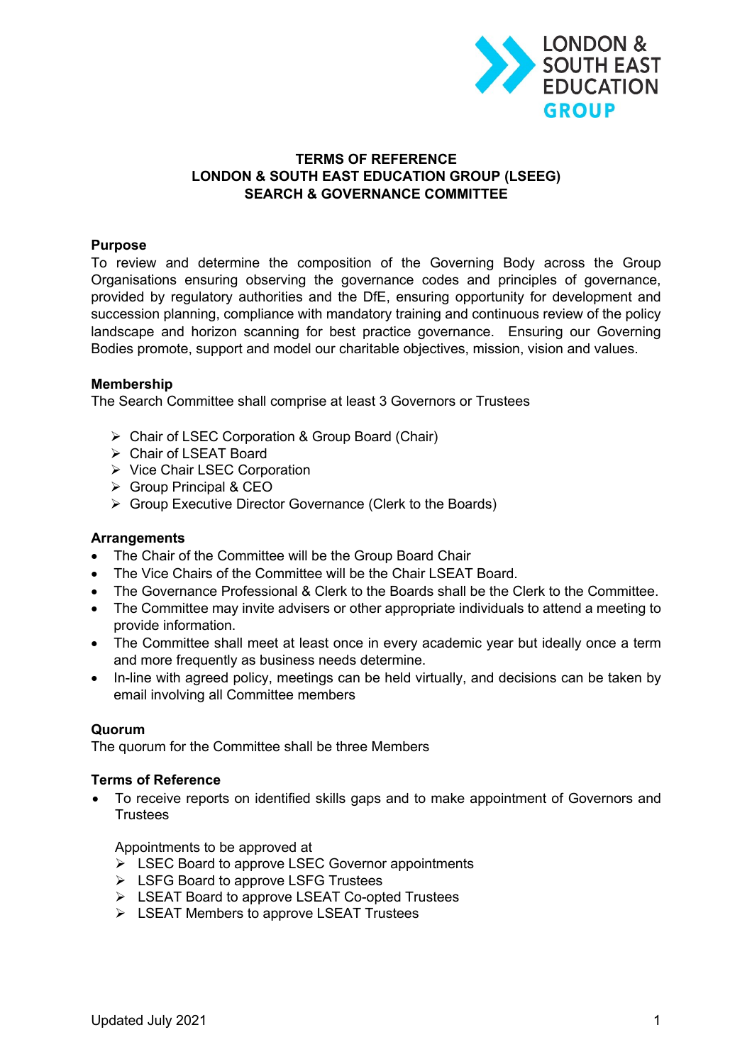# TERMS OF REFERENCE
# LONDON & SOUTH EAST EDUCATION GROUP (LSEEG)
# SEARCH & GOVERNANCE COMMITTEE

**Purpose**

To review and determine the composition of the Governing Body across the Group Organisations ensuring observing the governance codes and principles of governance, provided by regulatory authorities and the DfE, ensuring opportunity for development and succession planning, compliance with mandatory training and continuous review of the policy landscape and horizon scanning for best practice governance. Ensuring our Governing Bodies promote, support and model our charitable objectives, mission, vision and values.

**Membership**

The Search Committee shall comprise at least 3 Governors or Trustees

- Chair of LSEC Corporation & Group Board (Chair)
- Chair of LSEAT Board
- Vice Chair LSEC Corporation
- Group Principal & CEO
- Group Executive Director Governance (Clerk to the Boards)

**Arrangements**

- The Chair of the Committee will be the Group Board Chair
- The Vice Chairs of the Committee will be the Chair LSEAT Board.
- The Governance Professional & Clerk to the Boards shall be the Clerk to the Committee.
- The Committee may invite advisers or other appropriate individuals to attend a meeting to provide information.
- The Committee shall meet at least once in every academic year but ideally once a term and more frequently as business needs determine.
- In-line with agreed policy, meetings can be held virtually, and decisions can be taken by email involving all Committee members

**Quorum**

The quorum for the Committee shall be three Members

**Terms of Reference**

- To receive reports on identified skills gaps and to make appointment of Governors and Trustees

  Appointments to be approved at
  - LSEC Board to approve LSEC Governor appointments
  - LSFG Board to approve LSFG Trustees
  - LSEAT Board to approve LSEAT Co-opted Trustees
  - LSEAT Members to approve LSEAT Trustees

Updated July 2021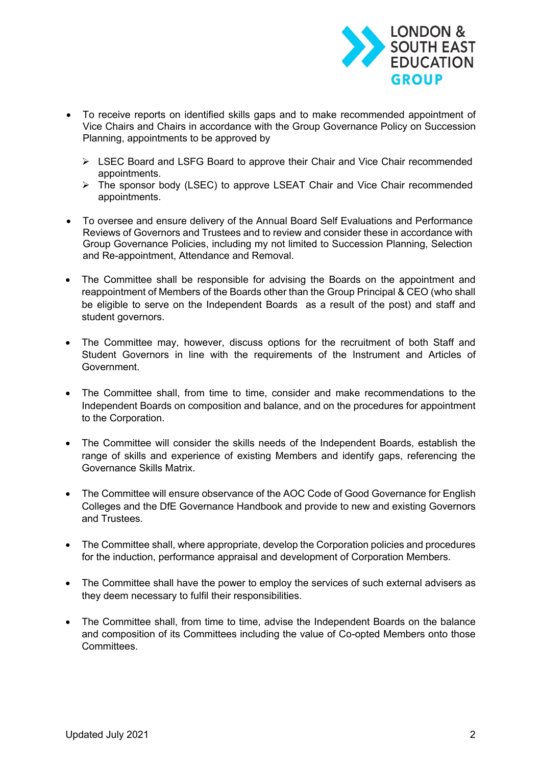- To receive reports on identified skills gaps and to make recommended appointment of Vice Chairs and Chairs in accordance with the Group Governance Policy on Succession Planning, appointments to be approved by

  - LSEC Board and LSFG Board to approve their Chair and Vice Chair recommended appointments.
  - The sponsor body (LSEC) to approve LSEAT Chair and Vice Chair recommended appointments.

- To oversee and ensure delivery of the Annual Board Self Evaluations and Performance Reviews of Governors and Trustees and to review and consider these in accordance with Group Governance Policies, including my not limited to Succession Planning, Selection and Re-appointment, Attendance and Removal.

- The Committee shall be responsible for advising the Boards on the appointment and reappointment of Members of the Boards other than the Group Principal & CEO (who shall be eligible to serve on the Independent Boards as a result of the post) and staff and student governors.

- The Committee may, however, discuss options for the recruitment of both Staff and Student Governors in line with the requirements of the Instrument and Articles of Government.

- The Committee shall, from time to time, consider and make recommendations to the Independent Boards on composition and balance, and on the procedures for appointment to the Corporation.

- The Committee will consider the skills needs of the Independent Boards, establish the range of skills and experience of existing Members and identify gaps, referencing the Governance Skills Matrix.

- The Committee will ensure observance of the AOC Code of Good Governance for English Colleges and the DfE Governance Handbook and provide to new and existing Governors and Trustees.

- The Committee shall, where appropriate, develop the Corporation policies and procedures for the induction, performance appraisal and development of Corporation Members.

- The Committee shall have the power to employ the services of such external advisers as they deem necessary to fulfil their responsibilities.

- The Committee shall, from time to time, advise the Independent Boards on the balance and composition of its Committees including the value of Co-opted Members onto those Committees.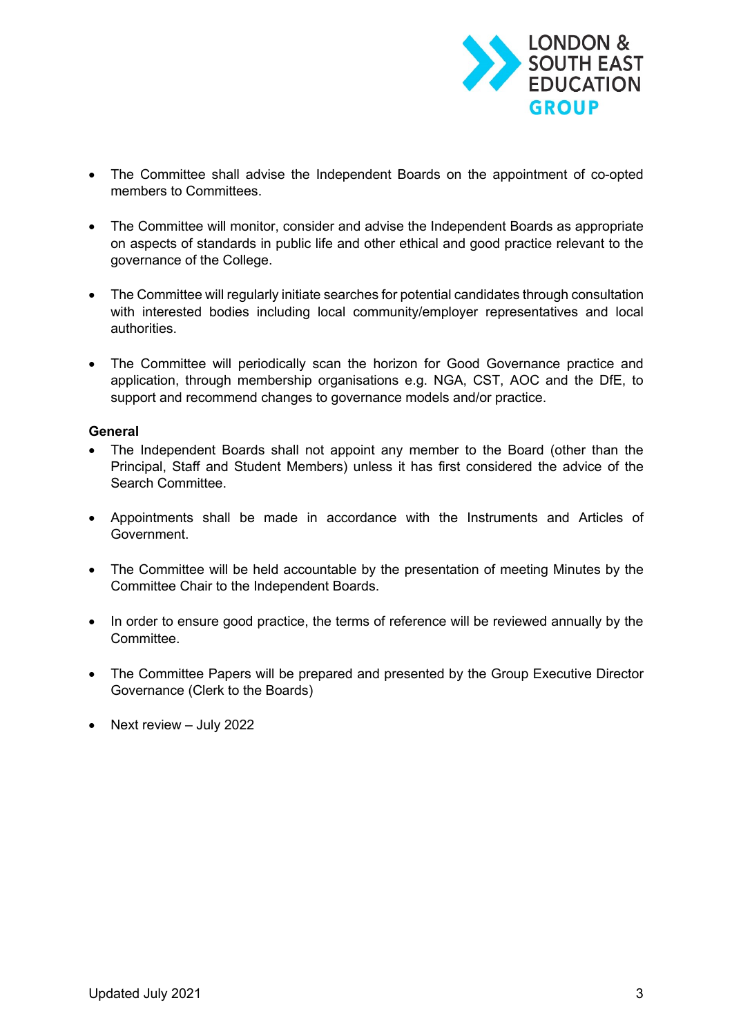- The Committee shall advise the Independent Boards on the appointment of co-opted members to Committees.

- The Committee will monitor, consider and advise the Independent Boards as appropriate on aspects of standards in public life and other ethical and good practice relevant to the governance of the College.

- The Committee will regularly initiate searches for potential candidates through consultation with interested bodies including local community/employer representatives and local authorities.

- The Committee will periodically scan the horizon for Good Governance practice and application, through membership organisations e.g. NGA, CST, AOC and the DfE, to support and recommend changes to governance models and/or practice.

**General**

- The Independent Boards shall not appoint any member to the Board (other than the Principal, Staff and Student Members) unless it has first considered the advice of the Search Committee.

- Appointments shall be made in accordance with the Instruments and Articles of Government.

- The Committee will be held accountable by the presentation of meeting Minutes by the Committee Chair to the Independent Boards.

- In order to ensure good practice, the terms of reference will be reviewed annually by the Committee.

- The Committee Papers will be prepared and presented by the Group Executive Director Governance (Clerk to the Boards)

- Next review – July 2022

Updated July 2021